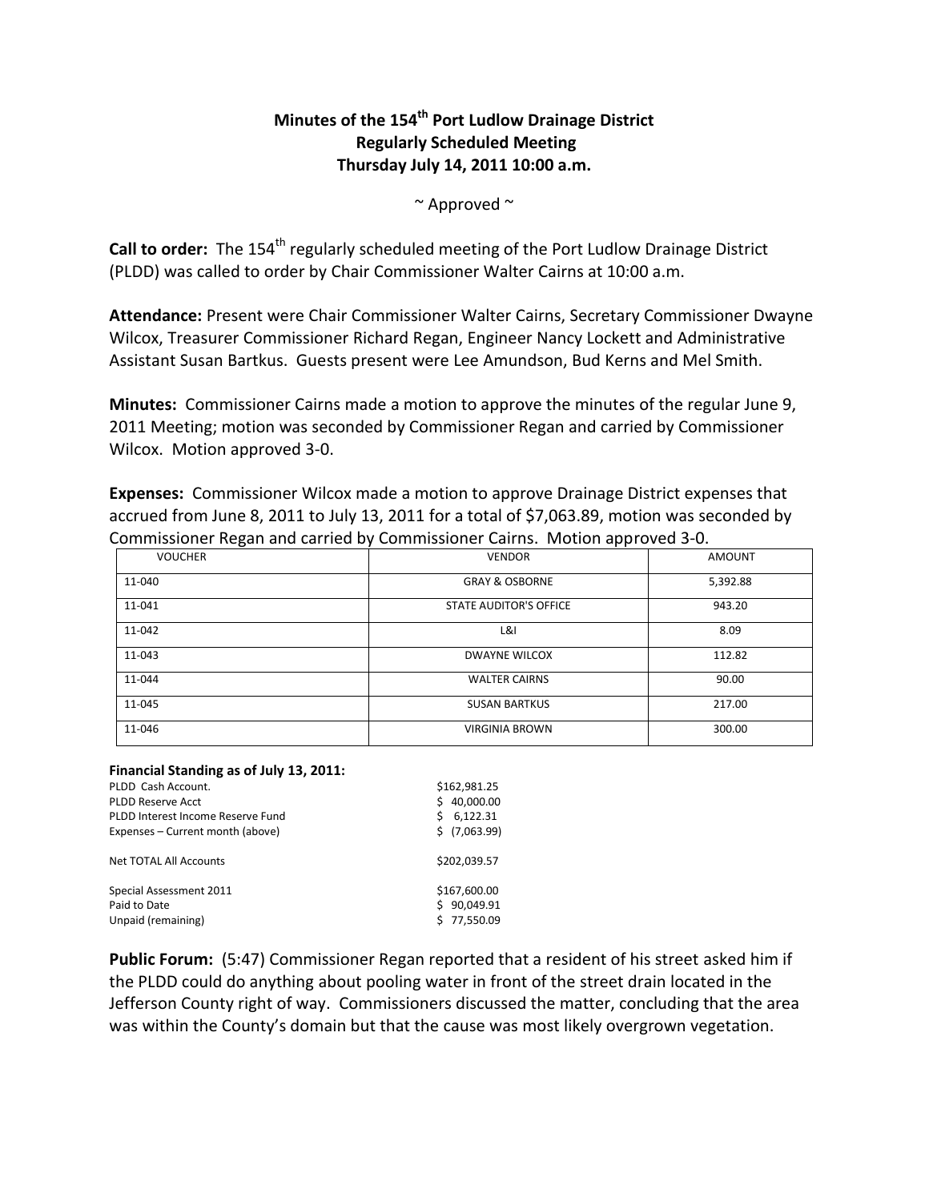# Minutes of the 154th Port Ludlow Drainage District Regularly Scheduled Meeting Thursday July 14, 2011 10:00 a.m.

~ Approved ~

**Call to order:** The 154th regularly scheduled meeting of the Port Ludlow Drainage District (PLDD) was called to order by Chair Commissioner Walter Cairns at 10:00 a.m.

**Attendance:** Present were Chair Commissioner Walter Cairns, Secretary Commissioner Dwayne Wilcox, Treasurer Commissioner Richard Regan, Engineer Nancy Lockett and Administrative Assistant Susan Bartkus. Guests present were Lee Amundson, Bud Kerns and Mel Smith.

**Minutes:** Commissioner Cairns made a motion to approve the minutes of the regular June 9, 2011 Meeting; motion was seconded by Commissioner Regan and carried by Commissioner Wilcox. Motion approved 3-0.

**Expenses:** Commissioner Wilcox made a motion to approve Drainage District expenses that accrued from June 8, 2011 to July 13, 2011 for a total of $7,063.89, motion was seconded by Commissioner Regan and carried by Commissioner Cairns. Motion approved 3-0.

| VOUCHER | VENDOR | AMOUNT |
|---|---|---|
| 11-040 | GRAY & OSBORNE | 5,392.88 |
| 11-041 | STATE AUDITOR'S OFFICE | 943.20 |
| 11-042 | L&I | 8.09 |
| 11-043 | DWAYNE WILCOX | 112.82 |
| 11-044 | WALTER CAIRNS | 90.00 |
| 11-045 | SUSAN BARTKUS | 217.00 |
| 11-046 | VIRGINIA BROWN | 300.00 |

**Financial Standing as of July 13, 2011:**

| | |
|---|---|
| PLDD Cash Account. | $162,981.25 |
| PLDD Reserve Acct | $ 40,000.00 |
| PLDD Interest Income Reserve Fund | $ 6,122.31 |
| Expenses – Current month (above) | $ (7,063.99) |
| Net TOTAL All Accounts | $202,039.57 |
| Special Assessment 2011 | $167,600.00 |
| Paid to Date | $ 90,049.91 |
| Unpaid (remaining) | $ 77,550.09 |

**Public Forum:** (5:47) Commissioner Regan reported that a resident of his street asked him if the PLDD could do anything about pooling water in front of the street drain located in the Jefferson County right of way. Commissioners discussed the matter, concluding that the area was within the County's domain but that the cause was most likely overgrown vegetation.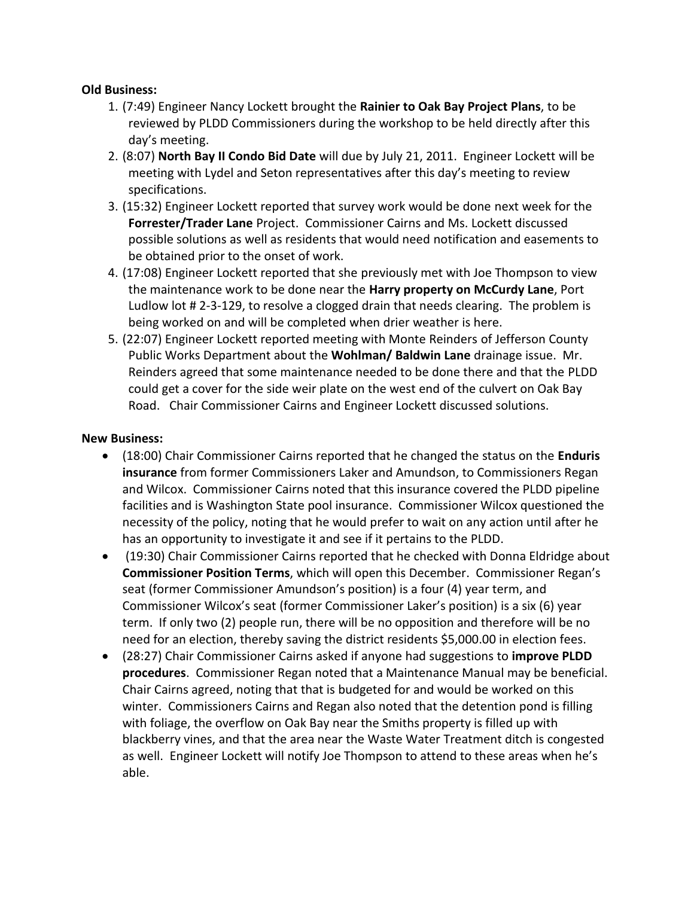**Old Business:**

1. (7:49) Engineer Nancy Lockett brought the **Rainier to Oak Bay Project Plans**, to be reviewed by PLDD Commissioners during the workshop to be held directly after this day's meeting.
2. (8:07) **North Bay II Condo Bid Date** will due by July 21, 2011. Engineer Lockett will be meeting with Lydel and Seton representatives after this day's meeting to review specifications.
3. (15:32) Engineer Lockett reported that survey work would be done next week for the **Forrester/Trader Lane** Project. Commissioner Cairns and Ms. Lockett discussed possible solutions as well as residents that would need notification and easements to be obtained prior to the onset of work.
4. (17:08) Engineer Lockett reported that she previously met with Joe Thompson to view the maintenance work to be done near the **Harry property on McCurdy Lane**, Port Ludlow lot # 2-3-129, to resolve a clogged drain that needs clearing. The problem is being worked on and will be completed when drier weather is here.
5. (22:07) Engineer Lockett reported meeting with Monte Reinders of Jefferson County Public Works Department about the **Wohlman/ Baldwin Lane** drainage issue. Mr. Reinders agreed that some maintenance needed to be done there and that the PLDD could get a cover for the side weir plate on the west end of the culvert on Oak Bay Road. Chair Commissioner Cairns and Engineer Lockett discussed solutions.

**New Business:**

- (18:00) Chair Commissioner Cairns reported that he changed the status on the **Enduris insurance** from former Commissioners Laker and Amundson, to Commissioners Regan and Wilcox. Commissioner Cairns noted that this insurance covered the PLDD pipeline facilities and is Washington State pool insurance. Commissioner Wilcox questioned the necessity of the policy, noting that he would prefer to wait on any action until after he has an opportunity to investigate it and see if it pertains to the PLDD.
- (19:30) Chair Commissioner Cairns reported that he checked with Donna Eldridge about **Commissioner Position Terms**, which will open this December. Commissioner Regan's seat (former Commissioner Amundson's position) is a four (4) year term, and Commissioner Wilcox's seat (former Commissioner Laker's position) is a six (6) year term. If only two (2) people run, there will be no opposition and therefore will be no need for an election, thereby saving the district residents $5,000.00 in election fees.
- (28:27) Chair Commissioner Cairns asked if anyone had suggestions to **improve PLDD procedures**. Commissioner Regan noted that a Maintenance Manual may be beneficial. Chair Cairns agreed, noting that that is budgeted for and would be worked on this winter. Commissioners Cairns and Regan also noted that the detention pond is filling with foliage, the overflow on Oak Bay near the Smiths property is filled up with blackberry vines, and that the area near the Waste Water Treatment ditch is congested as well. Engineer Lockett will notify Joe Thompson to attend to these areas when he's able.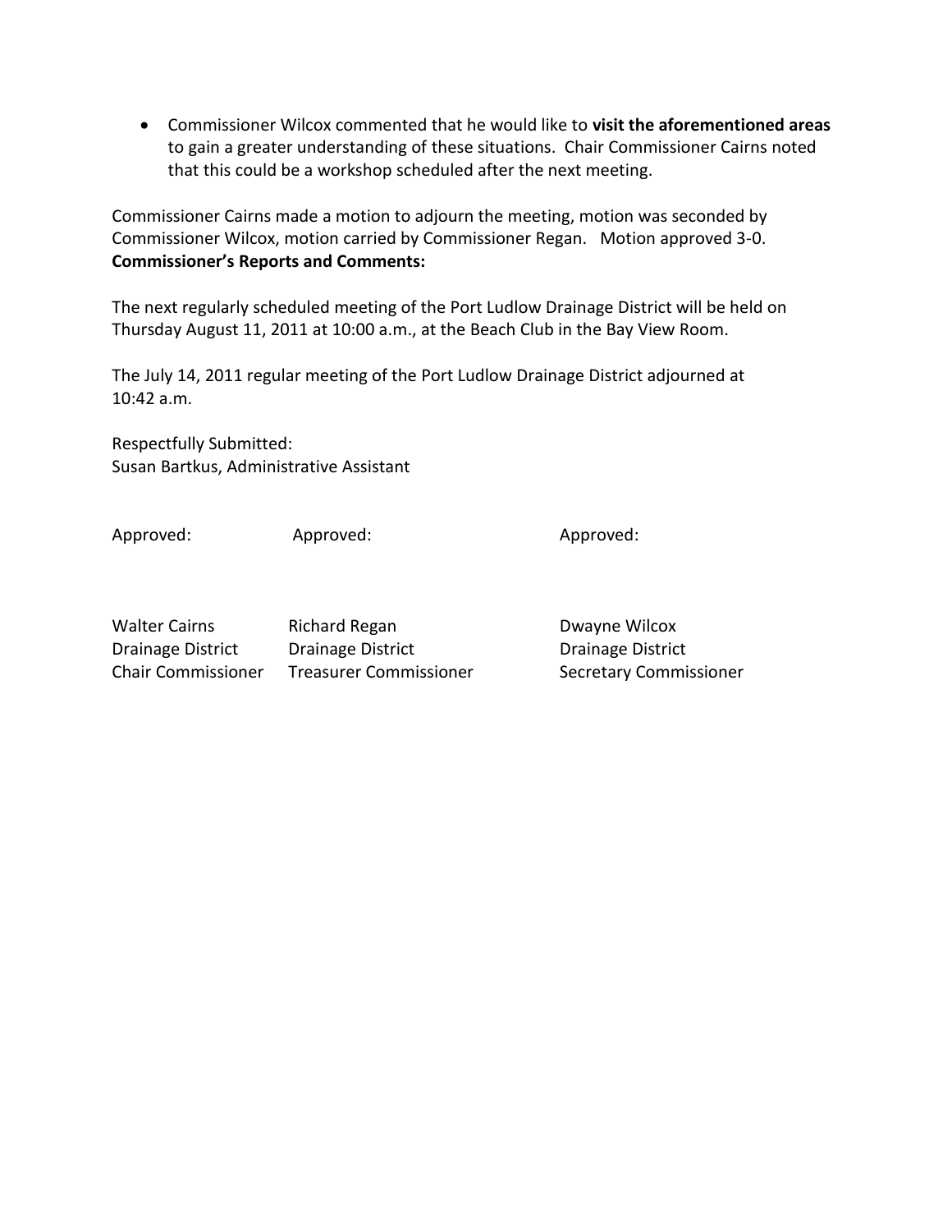- Commissioner Wilcox commented that he would like to **visit the aforementioned areas** to gain a greater understanding of these situations. Chair Commissioner Cairns noted that this could be a workshop scheduled after the next meeting.

Commissioner Cairns made a motion to adjourn the meeting, motion was seconded by Commissioner Wilcox, motion carried by Commissioner Regan. Motion approved 3-0.
**Commissioner's Reports and Comments:**

The next regularly scheduled meeting of the Port Ludlow Drainage District will be held on Thursday August 11, 2011 at 10:00 a.m., at the Beach Club in the Bay View Room.

The July 14, 2011 regular meeting of the Port Ludlow Drainage District adjourned at 10:42 a.m.

Respectfully Submitted:
Susan Bartkus, Administrative Assistant

| | | |
|---|---|---|
| Approved: | Approved: | Approved: |
| Walter Cairns<br>Drainage District<br>Chair Commissioner | Richard Regan<br>Drainage District<br>Treasurer Commissioner | Dwayne Wilcox<br>Drainage District<br>Secretary Commissioner |